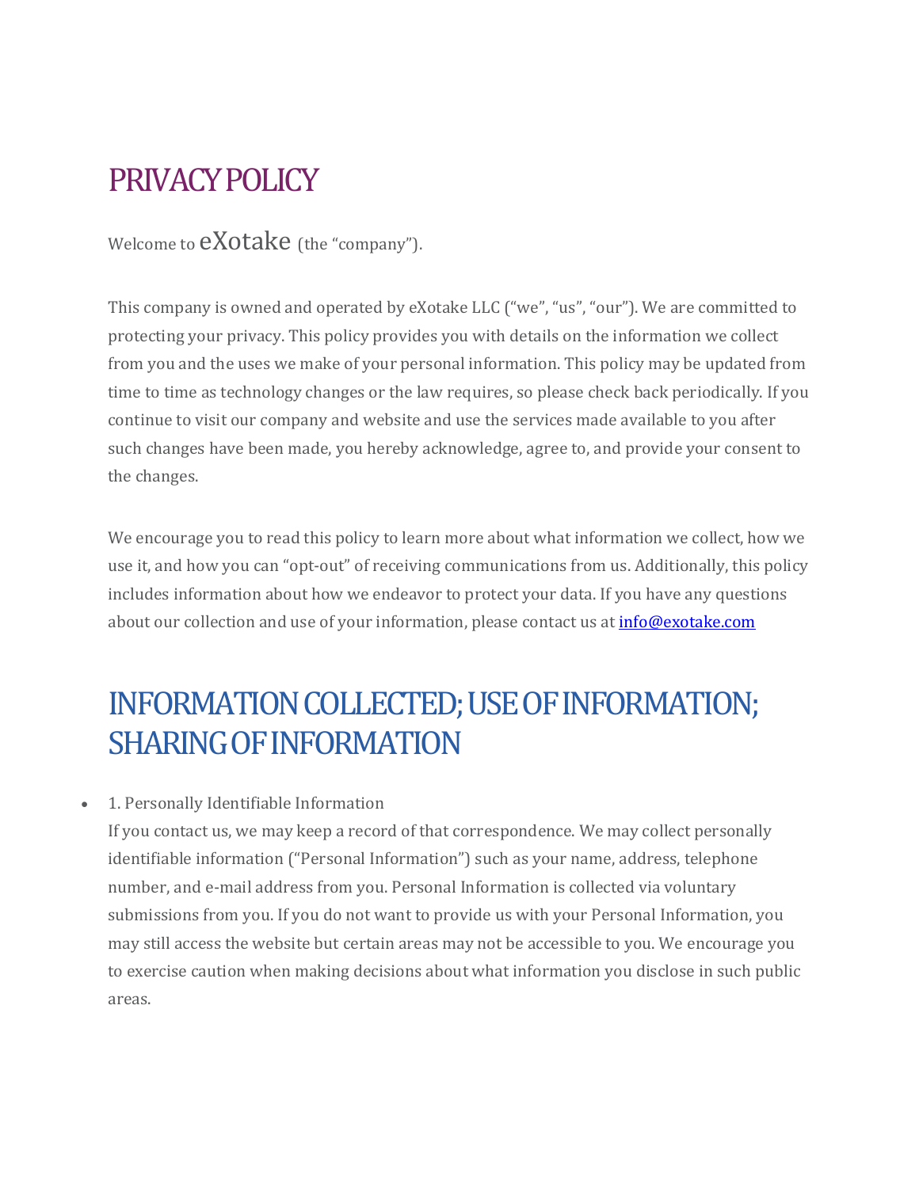# PRIVACY POLICY

Welcome to eXotake (the "company").

This company is owned and operated by eXotake LLC ("we", "us", "our"). We are committed to protecting your privacy. This policy provides you with details on the information we collect from you and the uses we make of your personal information. This policy may be updated from time to time as technology changes or the law requires, so please check back periodically. If you continue to visit our company and website and use the services made available to you after such changes have been made, you hereby acknowledge, agree to, and provide your consent to the changes.

We encourage you to read this policy to learn more about what information we collect, how we use it, and how you can "opt-out" of receiving communications from us. Additionally, this policy includes information about how we endeavor to protect your data. If you have any questions about our collection and use of your information, please contact us at info@exotake.com

## INFORMATION COLLECTED; USE OF INFORMATION; SHARING OF INFORMATION

- 1. Personally Identifiable Information
  If you contact us, we may keep a record of that correspondence. We may collect personally identifiable information ("Personal Information") such as your name, address, telephone number, and e-mail address from you. Personal Information is collected via voluntary submissions from you. If you do not want to provide us with your Personal Information, you may still access the website but certain areas may not be accessible to you. We encourage you to exercise caution when making decisions about what information you disclose in such public areas.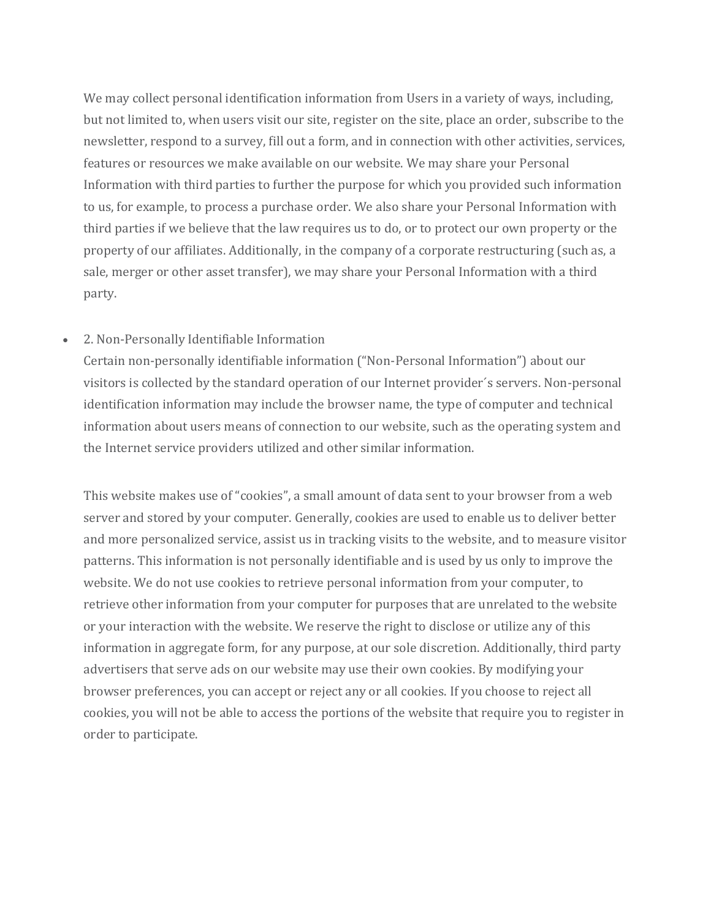We may collect personal identification information from Users in a variety of ways, including, but not limited to, when users visit our site, register on the site, place an order, subscribe to the newsletter, respond to a survey, fill out a form, and in connection with other activities, services, features or resources we make available on our website. We may share your Personal Information with third parties to further the purpose for which you provided such information to us, for example, to process a purchase order. We also share your Personal Information with third parties if we believe that the law requires us to do, or to protect our own property or the property of our affiliates. Additionally, in the company of a corporate restructuring (such as, a sale, merger or other asset transfer), we may share your Personal Information with a third party.

- 2. Non-Personally Identifiable Information
  Certain non-personally identifiable information ("Non-Personal Information") about our visitors is collected by the standard operation of our Internet provider´s servers. Non-personal identification information may include the browser name, the type of computer and technical information about users means of connection to our website, such as the operating system and the Internet service providers utilized and other similar information.

  This website makes use of "cookies", a small amount of data sent to your browser from a web server and stored by your computer. Generally, cookies are used to enable us to deliver better and more personalized service, assist us in tracking visits to the website, and to measure visitor patterns. This information is not personally identifiable and is used by us only to improve the website. We do not use cookies to retrieve personal information from your computer, to retrieve other information from your computer for purposes that are unrelated to the website or your interaction with the website. We reserve the right to disclose or utilize any of this information in aggregate form, for any purpose, at our sole discretion. Additionally, third party advertisers that serve ads on our website may use their own cookies. By modifying your browser preferences, you can accept or reject any or all cookies. If you choose to reject all cookies, you will not be able to access the portions of the website that require you to register in order to participate.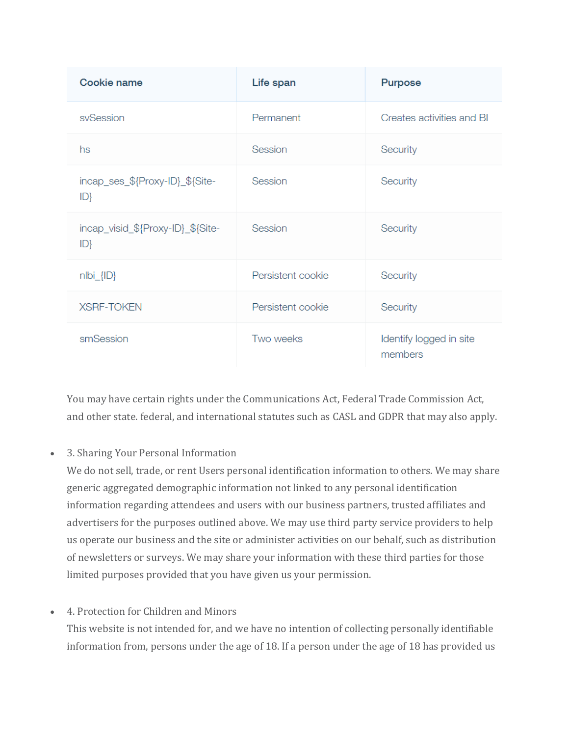| Cookie name | Life span | Purpose |
|---|---|---|
| svSession | Permanent | Creates activities and BI |
| hs | Session | Security |
| incap_ses_${Proxy-ID}_${Site-ID} | Session | Security |
| incap_visid_${Proxy-ID}_${Site-ID} | Session | Security |
| nlbi_{ID} | Persistent cookie | Security |
| XSRF-TOKEN | Persistent cookie | Security |
| smSession | Two weeks | Identify logged in site members |

You may have certain rights under the Communications Act, Federal Trade Commission Act, and other state. federal, and international statutes such as CASL and GDPR that may also apply.

- 3. Sharing Your Personal Information
  We do not sell, trade, or rent Users personal identification information to others. We may share generic aggregated demographic information not linked to any personal identification information regarding attendees and users with our business partners, trusted affiliates and advertisers for the purposes outlined above. We may use third party service providers to help us operate our business and the site or administer activities on our behalf, such as distribution of newsletters or surveys. We may share your information with these third parties for those limited purposes provided that you have given us your permission.

- 4. Protection for Children and Minors
  This website is not intended for, and we have no intention of collecting personally identifiable information from, persons under the age of 18. If a person under the age of 18 has provided us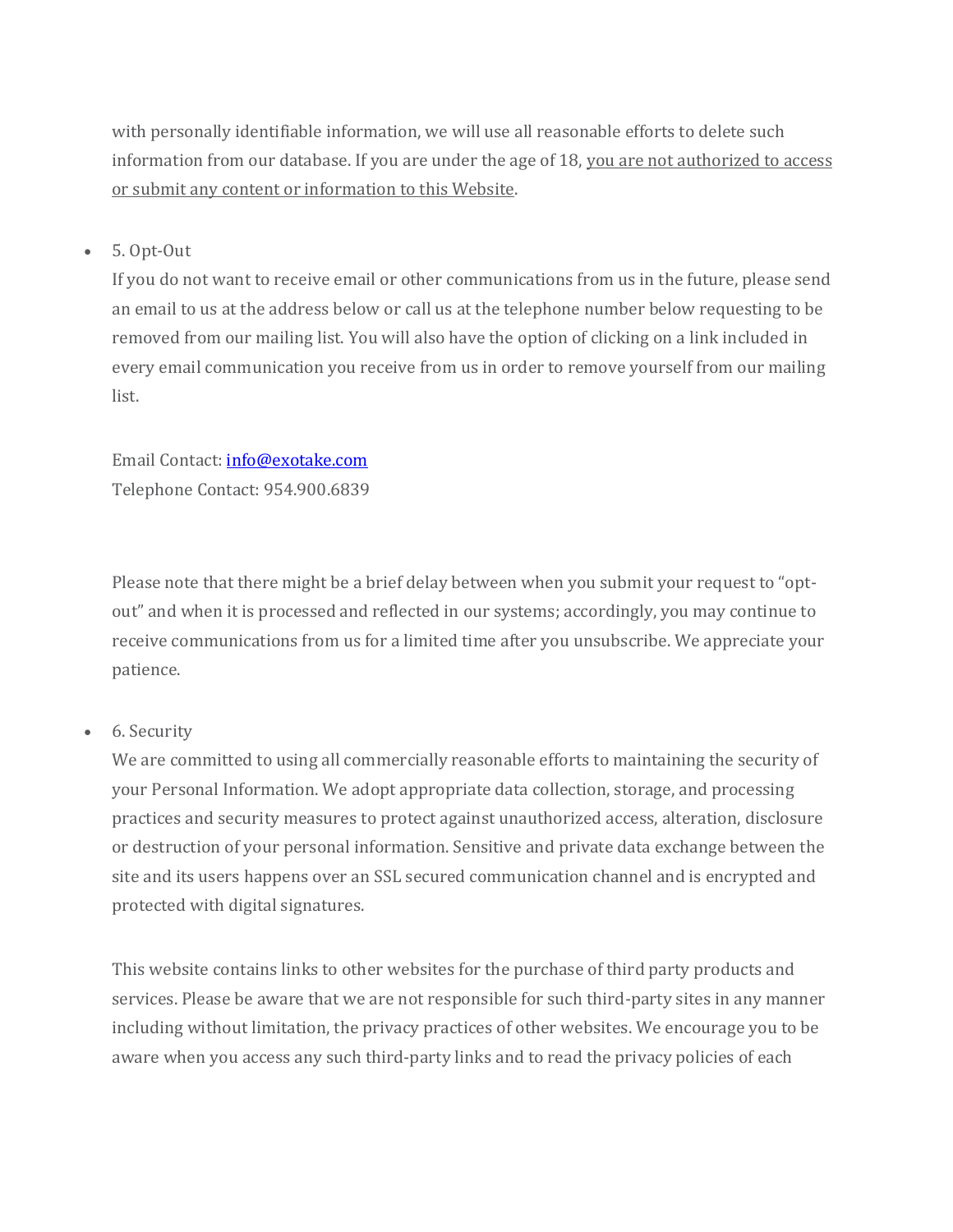with personally identifiable information, we will use all reasonable efforts to delete such information from our database. If you are under the age of 18, you are not authorized to access or submit any content or information to this Website.

- 5. Opt-Out

  If you do not want to receive email or other communications from us in the future, please send an email to us at the address below or call us at the telephone number below requesting to be removed from our mailing list. You will also have the option of clicking on a link included in every email communication you receive from us in order to remove yourself from our mailing list.

  Email Contact: [info@exotake.com](mailto:info@exotake.com)
  Telephone Contact: 954.900.6839

  Please note that there might be a brief delay between when you submit your request to "opt-out" and when it is processed and reflected in our systems; accordingly, you may continue to receive communications from us for a limited time after you unsubscribe. We appreciate your patience.

- 6. Security

  We are committed to using all commercially reasonable efforts to maintaining the security of your Personal Information. We adopt appropriate data collection, storage, and processing practices and security measures to protect against unauthorized access, alteration, disclosure or destruction of your personal information. Sensitive and private data exchange between the site and its users happens over an SSL secured communication channel and is encrypted and protected with digital signatures.

  This website contains links to other websites for the purchase of third party products and services. Please be aware that we are not responsible for such third-party sites in any manner including without limitation, the privacy practices of other websites. We encourage you to be aware when you access any such third-party links and to read the privacy policies of each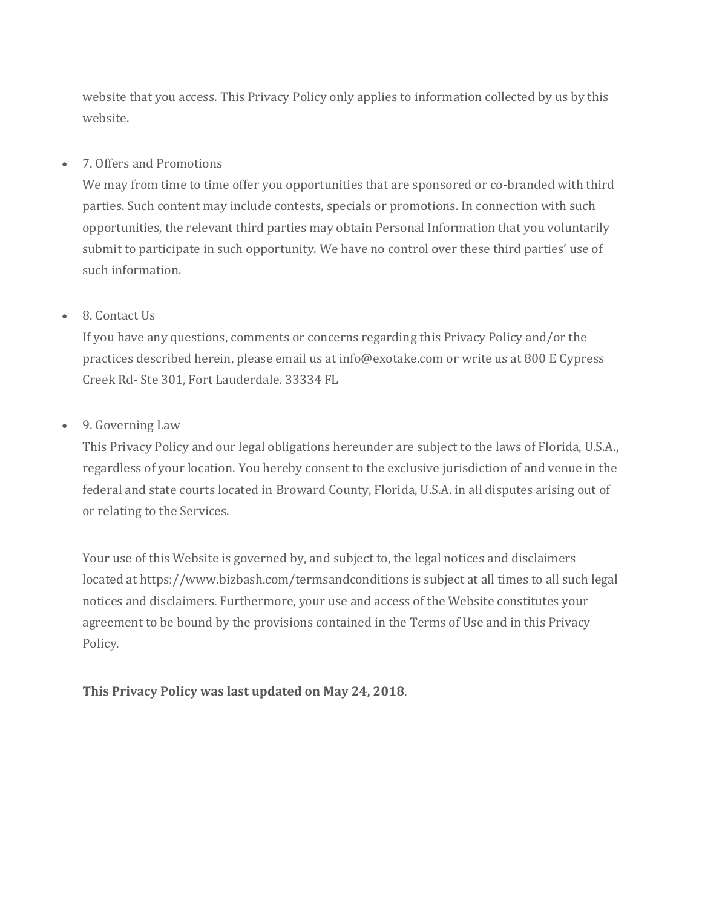website that you access. This Privacy Policy only applies to information collected by us by this website.

- 7. Offers and Promotions
  We may from time to time offer you opportunities that are sponsored or co-branded with third parties. Such content may include contests, specials or promotions. In connection with such opportunities, the relevant third parties may obtain Personal Information that you voluntarily submit to participate in such opportunity. We have no control over these third parties' use of such information.

- 8. Contact Us
  If you have any questions, comments or concerns regarding this Privacy Policy and/or the practices described herein, please email us at info@exotake.com or write us at 800 E Cypress Creek Rd- Ste 301, Fort Lauderdale. 33334 FL

- 9. Governing Law
  This Privacy Policy and our legal obligations hereunder are subject to the laws of Florida, U.S.A., regardless of your location. You hereby consent to the exclusive jurisdiction of and venue in the federal and state courts located in Broward County, Florida, U.S.A. in all disputes arising out of or relating to the Services.

  Your use of this Website is governed by, and subject to, the legal notices and disclaimers located at https://www.bizbash.com/termsandconditions is subject at all times to all such legal notices and disclaimers. Furthermore, your use and access of the Website constitutes your agreement to be bound by the provisions contained in the Terms of Use and in this Privacy Policy.

  **This Privacy Policy was last updated on May 24, 2018**.